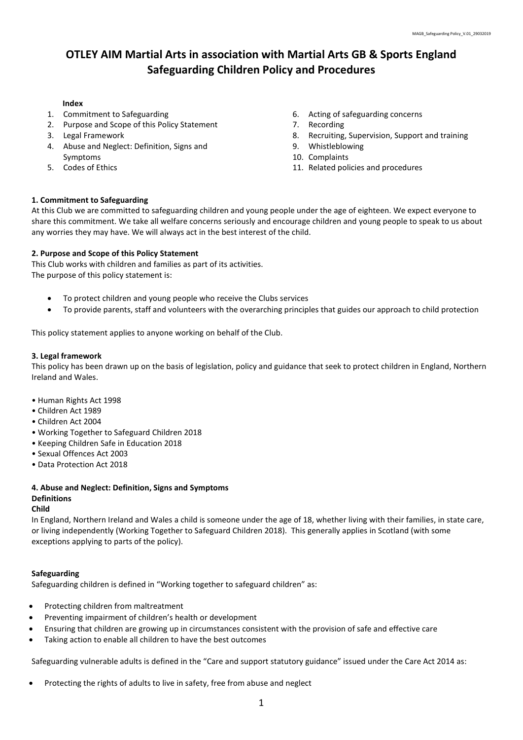# OTLEY AIM Martial Arts in association with Martial Arts GB & Sports England Safeguarding Children Policy and Procedures

**Index**

1. Commitment to Safeguarding
2. Purpose and Scope of this Policy Statement
3. Legal Framework
4. Abuse and Neglect: Definition, Signs and Symptoms
5. Codes of Ethics
6. Acting of safeguarding concerns
7. Recording
8. Recruiting, Supervision, Support and training
9. Whistleblowing
10. Complaints
11. Related policies and procedures

## 1. Commitment to Safeguarding

At this Club we are committed to safeguarding children and young people under the age of eighteen. We expect everyone to share this commitment. We take all welfare concerns seriously and encourage children and young people to speak to us about any worries they may have. We will always act in the best interest of the child.

## 2. Purpose and Scope of this Policy Statement

This Club works with children and families as part of its activities.
The purpose of this policy statement is:

- To protect children and young people who receive the Clubs services
- To provide parents, staff and volunteers with the overarching principles that guides our approach to child protection

This policy statement applies to anyone working on behalf of the Club.

## 3. Legal framework

This policy has been drawn up on the basis of legislation, policy and guidance that seek to protect children in England, Northern Ireland and Wales.

- Human Rights Act 1998
- Children Act 1989
- Children Act 2004
- Working Together to Safeguard Children 2018
- Keeping Children Safe in Education 2018
- Sexual Offences Act 2003
- Data Protection Act 2018

## 4. Abuse and Neglect: Definition, Signs and Symptoms

### Definitions

**Child**

In England, Northern Ireland and Wales a child is someone under the age of 18, whether living with their families, in state care, or living independently (Working Together to Safeguard Children 2018). This generally applies in Scotland (with some exceptions applying to parts of the policy).

**Safeguarding**

Safeguarding children is defined in "Working together to safeguard children" as:

- Protecting children from maltreatment
- Preventing impairment of children's health or development
- Ensuring that children are growing up in circumstances consistent with the provision of safe and effective care
- Taking action to enable all children to have the best outcomes

Safeguarding vulnerable adults is defined in the "Care and support statutory guidance" issued under the Care Act 2014 as:

- Protecting the rights of adults to live in safety, free from abuse and neglect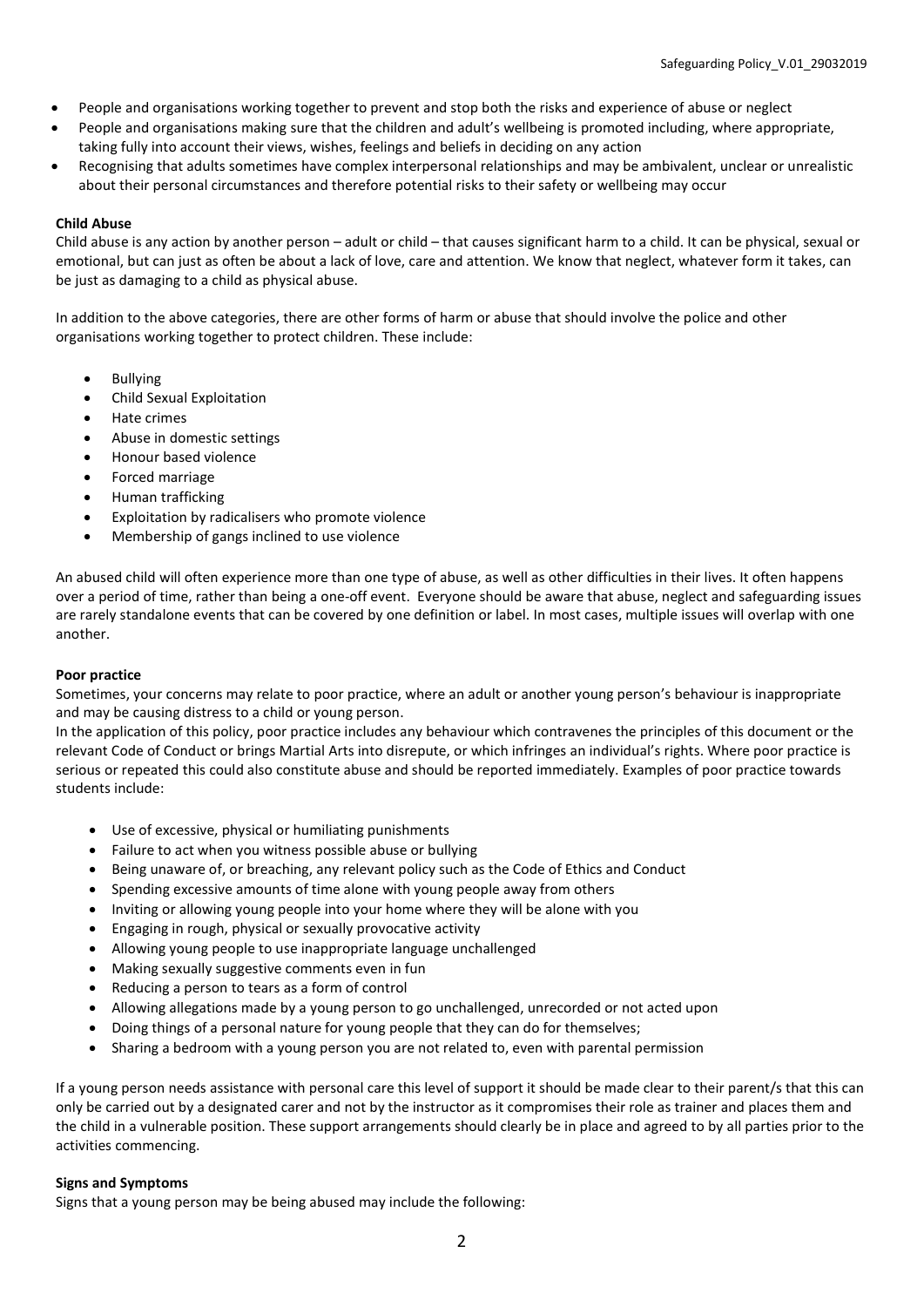- People and organisations working together to prevent and stop both the risks and experience of abuse or neglect
- People and organisations making sure that the children and adult's wellbeing is promoted including, where appropriate, taking fully into account their views, wishes, feelings and beliefs in deciding on any action
- Recognising that adults sometimes have complex interpersonal relationships and may be ambivalent, unclear or unrealistic about their personal circumstances and therefore potential risks to their safety or wellbeing may occur

**Child Abuse**

Child abuse is any action by another person – adult or child – that causes significant harm to a child. It can be physical, sexual or emotional, but can just as often be about a lack of love, care and attention. We know that neglect, whatever form it takes, can be just as damaging to a child as physical abuse.

In addition to the above categories, there are other forms of harm or abuse that should involve the police and other organisations working together to protect children. These include:

- Bullying
- Child Sexual Exploitation
- Hate crimes
- Abuse in domestic settings
- Honour based violence
- Forced marriage
- Human trafficking
- Exploitation by radicalisers who promote violence
- Membership of gangs inclined to use violence

An abused child will often experience more than one type of abuse, as well as other difficulties in their lives. It often happens over a period of time, rather than being a one-off event. Everyone should be aware that abuse, neglect and safeguarding issues are rarely standalone events that can be covered by one definition or label. In most cases, multiple issues will overlap with one another.

**Poor practice**

Sometimes, your concerns may relate to poor practice, where an adult or another young person's behaviour is inappropriate and may be causing distress to a child or young person.

In the application of this policy, poor practice includes any behaviour which contravenes the principles of this document or the relevant Code of Conduct or brings Martial Arts into disrepute, or which infringes an individual's rights. Where poor practice is serious or repeated this could also constitute abuse and should be reported immediately. Examples of poor practice towards students include:

- Use of excessive, physical or humiliating punishments
- Failure to act when you witness possible abuse or bullying
- Being unaware of, or breaching, any relevant policy such as the Code of Ethics and Conduct
- Spending excessive amounts of time alone with young people away from others
- Inviting or allowing young people into your home where they will be alone with you
- Engaging in rough, physical or sexually provocative activity
- Allowing young people to use inappropriate language unchallenged
- Making sexually suggestive comments even in fun
- Reducing a person to tears as a form of control
- Allowing allegations made by a young person to go unchallenged, unrecorded or not acted upon
- Doing things of a personal nature for young people that they can do for themselves;
- Sharing a bedroom with a young person you are not related to, even with parental permission

If a young person needs assistance with personal care this level of support it should be made clear to their parent/s that this can only be carried out by a designated carer and not by the instructor as it compromises their role as trainer and places them and the child in a vulnerable position. These support arrangements should clearly be in place and agreed to by all parties prior to the activities commencing.

**Signs and Symptoms**

Signs that a young person may be being abused may include the following: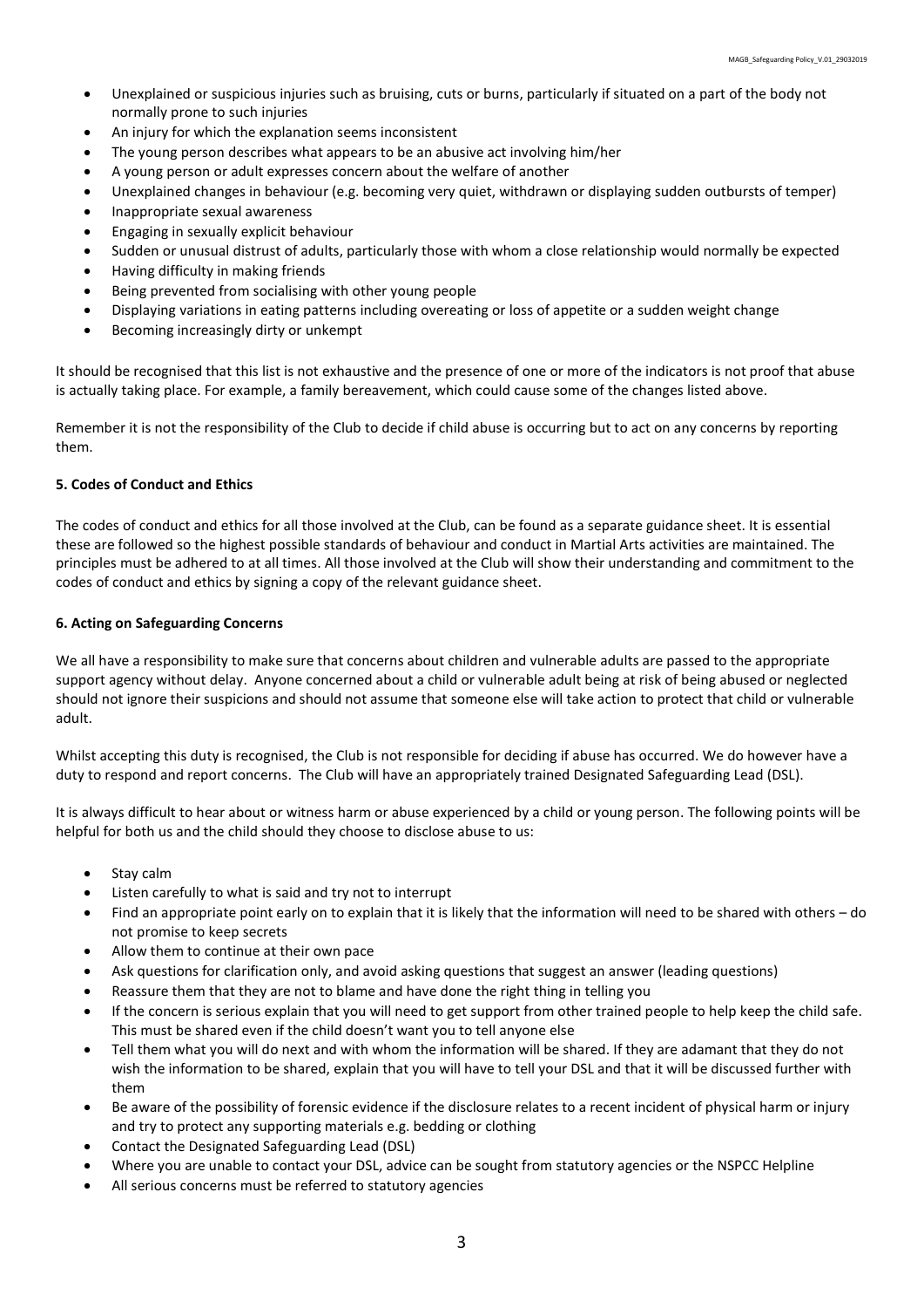- Unexplained or suspicious injuries such as bruising, cuts or burns, particularly if situated on a part of the body not normally prone to such injuries
- An injury for which the explanation seems inconsistent
- The young person describes what appears to be an abusive act involving him/her
- A young person or adult expresses concern about the welfare of another
- Unexplained changes in behaviour (e.g. becoming very quiet, withdrawn or displaying sudden outbursts of temper)
- Inappropriate sexual awareness
- Engaging in sexually explicit behaviour
- Sudden or unusual distrust of adults, particularly those with whom a close relationship would normally be expected
- Having difficulty in making friends
- Being prevented from socialising with other young people
- Displaying variations in eating patterns including overeating or loss of appetite or a sudden weight change
- Becoming increasingly dirty or unkempt

It should be recognised that this list is not exhaustive and the presence of one or more of the indicators is not proof that abuse is actually taking place. For example, a family bereavement, which could cause some of the changes listed above.

Remember it is not the responsibility of the Club to decide if child abuse is occurring but to act on any concerns by reporting them.

**5. Codes of Conduct and Ethics**

The codes of conduct and ethics for all those involved at the Club, can be found as a separate guidance sheet. It is essential these are followed so the highest possible standards of behaviour and conduct in Martial Arts activities are maintained. The principles must be adhered to at all times. All those involved at the Club will show their understanding and commitment to the codes of conduct and ethics by signing a copy of the relevant guidance sheet.

**6. Acting on Safeguarding Concerns**

We all have a responsibility to make sure that concerns about children and vulnerable adults are passed to the appropriate support agency without delay. Anyone concerned about a child or vulnerable adult being at risk of being abused or neglected should not ignore their suspicions and should not assume that someone else will take action to protect that child or vulnerable adult.

Whilst accepting this duty is recognised, the Club is not responsible for deciding if abuse has occurred. We do however have a duty to respond and report concerns. The Club will have an appropriately trained Designated Safeguarding Lead (DSL).

It is always difficult to hear about or witness harm or abuse experienced by a child or young person. The following points will be helpful for both us and the child should they choose to disclose abuse to us:

- Stay calm
- Listen carefully to what is said and try not to interrupt
- Find an appropriate point early on to explain that it is likely that the information will need to be shared with others – do not promise to keep secrets
- Allow them to continue at their own pace
- Ask questions for clarification only, and avoid asking questions that suggest an answer (leading questions)
- Reassure them that they are not to blame and have done the right thing in telling you
- If the concern is serious explain that you will need to get support from other trained people to help keep the child safe. This must be shared even if the child doesn't want you to tell anyone else
- Tell them what you will do next and with whom the information will be shared. If they are adamant that they do not wish the information to be shared, explain that you will have to tell your DSL and that it will be discussed further with them
- Be aware of the possibility of forensic evidence if the disclosure relates to a recent incident of physical harm or injury and try to protect any supporting materials e.g. bedding or clothing
- Contact the Designated Safeguarding Lead (DSL)
- Where you are unable to contact your DSL, advice can be sought from statutory agencies or the NSPCC Helpline
- All serious concerns must be referred to statutory agencies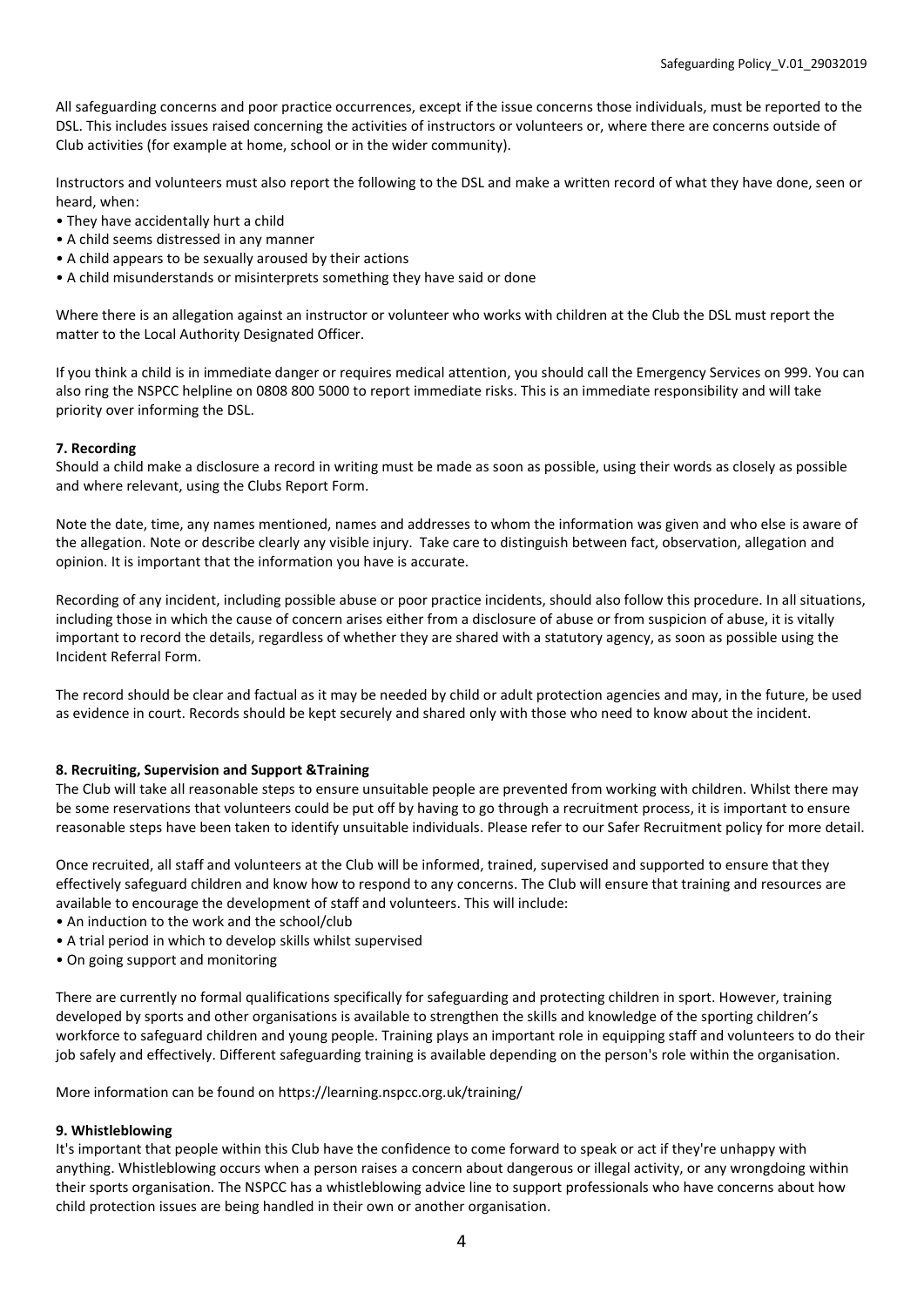All safeguarding concerns and poor practice occurrences, except if the issue concerns those individuals, must be reported to the DSL. This includes issues raised concerning the activities of instructors or volunteers or, where there are concerns outside of Club activities (for example at home, school or in the wider community).

Instructors and volunteers must also report the following to the DSL and make a written record of what they have done, seen or heard, when:

- They have accidentally hurt a child
- A child seems distressed in any manner
- A child appears to be sexually aroused by their actions
- A child misunderstands or misinterprets something they have said or done

Where there is an allegation against an instructor or volunteer who works with children at the Club the DSL must report the matter to the Local Authority Designated Officer.

If you think a child is in immediate danger or requires medical attention, you should call the Emergency Services on 999. You can also ring the NSPCC helpline on 0808 800 5000 to report immediate risks. This is an immediate responsibility and will take priority over informing the DSL.

**7. Recording**

Should a child make a disclosure a record in writing must be made as soon as possible, using their words as closely as possible and where relevant, using the Clubs Report Form.

Note the date, time, any names mentioned, names and addresses to whom the information was given and who else is aware of the allegation. Note or describe clearly any visible injury. Take care to distinguish between fact, observation, allegation and opinion. It is important that the information you have is accurate.

Recording of any incident, including possible abuse or poor practice incidents, should also follow this procedure. In all situations, including those in which the cause of concern arises either from a disclosure of abuse or from suspicion of abuse, it is vitally important to record the details, regardless of whether they are shared with a statutory agency, as soon as possible using the Incident Referral Form.

The record should be clear and factual as it may be needed by child or adult protection agencies and may, in the future, be used as evidence in court. Records should be kept securely and shared only with those who need to know about the incident.

**8. Recruiting, Supervision and Support &Training**

The Club will take all reasonable steps to ensure unsuitable people are prevented from working with children. Whilst there may be some reservations that volunteers could be put off by having to go through a recruitment process, it is important to ensure reasonable steps have been taken to identify unsuitable individuals. Please refer to our Safer Recruitment policy for more detail.

Once recruited, all staff and volunteers at the Club will be informed, trained, supervised and supported to ensure that they effectively safeguard children and know how to respond to any concerns. The Club will ensure that training and resources are available to encourage the development of staff and volunteers. This will include:

- An induction to the work and the school/club
- A trial period in which to develop skills whilst supervised
- On going support and monitoring

There are currently no formal qualifications specifically for safeguarding and protecting children in sport. However, training developed by sports and other organisations is available to strengthen the skills and knowledge of the sporting children's workforce to safeguard children and young people. Training plays an important role in equipping staff and volunteers to do their job safely and effectively. Different safeguarding training is available depending on the person's role within the organisation.

More information can be found on https://learning.nspcc.org.uk/training/

**9. Whistleblowing**

It's important that people within this Club have the confidence to come forward to speak or act if they're unhappy with anything. Whistleblowing occurs when a person raises a concern about dangerous or illegal activity, or any wrongdoing within their sports organisation. The NSPCC has a whistleblowing advice line to support professionals who have concerns about how child protection issues are being handled in their own or another organisation.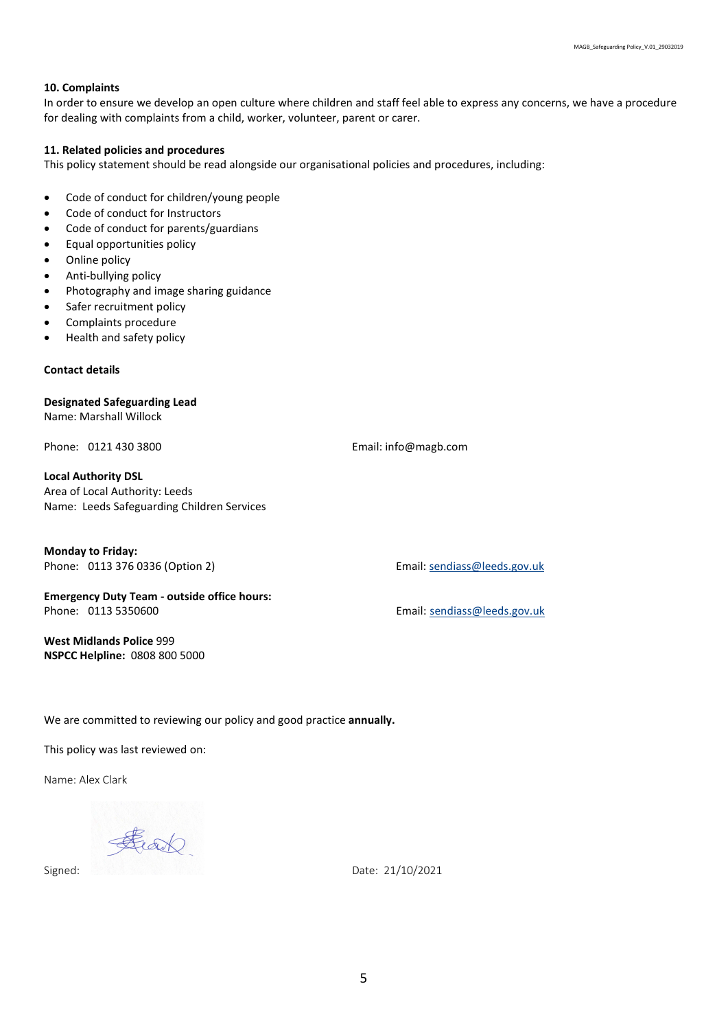**10. Complaints**

In order to ensure we develop an open culture where children and staff feel able to express any concerns, we have a procedure for dealing with complaints from a child, worker, volunteer, parent or carer.

**11. Related policies and procedures**

This policy statement should be read alongside our organisational policies and procedures, including:

- Code of conduct for children/young people
- Code of conduct for Instructors
- Code of conduct for parents/guardians
- Equal opportunities policy
- Online policy
- Anti-bullying policy
- Photography and image sharing guidance
- Safer recruitment policy
- Complaints procedure
- Health and safety policy

**Contact details**

**Designated Safeguarding Lead**
Name: Marshall Willock

Phone: 0121 430 3800 Email: info@magb.com

**Local Authority DSL**
Area of Local Authority: Leeds
Name: Leeds Safeguarding Children Services

**Monday to Friday:**
Phone: 0113 376 0336 (Option 2) Email: sendiass@leeds.gov.uk

**Emergency Duty Team - outside office hours:**
Phone: 0113 5350600 Email: sendiass@leeds.gov.uk

**West Midlands Police** 999
**NSPCC Helpline:** 0808 800 5000

We are committed to reviewing our policy and good practice **annually.**

This policy was last reviewed on:

Name: Alex Clark

Signed: Date: 21/10/2021